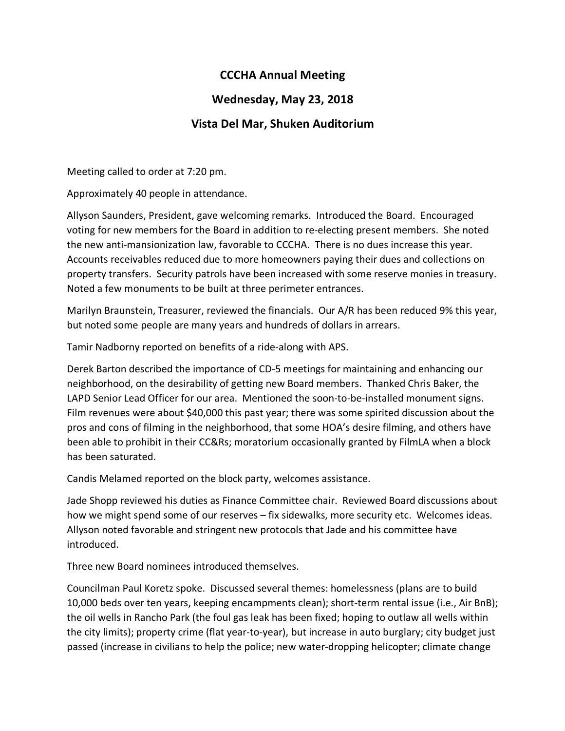# CCCHA Annual Meeting

## Wednesday, May 23, 2018

## Vista Del Mar, Shuken Auditorium

Meeting called to order at 7:20 pm.

Approximately 40 people in attendance.

Allyson Saunders, President, gave welcoming remarks. Introduced the Board. Encouraged voting for new members for the Board in addition to re-electing present members. She noted the new anti-mansionization law, favorable to CCCHA. There is no dues increase this year. Accounts receivables reduced due to more homeowners paying their dues and collections on property transfers. Security patrols have been increased with some reserve monies in treasury. Noted a few monuments to be built at three perimeter entrances.

Marilyn Braunstein, Treasurer, reviewed the financials. Our A/R has been reduced 9% this year, but noted some people are many years and hundreds of dollars in arrears.

Tamir Nadborny reported on benefits of a ride-along with APS.

Derek Barton described the importance of CD-5 meetings for maintaining and enhancing our neighborhood, on the desirability of getting new Board members. Thanked Chris Baker, the LAPD Senior Lead Officer for our area. Mentioned the soon-to-be-installed monument signs. Film revenues were about $40,000 this past year; there was some spirited discussion about the pros and cons of filming in the neighborhood, that some HOA's desire filming, and others have been able to prohibit in their CC&Rs; moratorium occasionally granted by FilmLA when a block has been saturated.

Candis Melamed reported on the block party, welcomes assistance.

Jade Shopp reviewed his duties as Finance Committee chair. Reviewed Board discussions about how we might spend some of our reserves – fix sidewalks, more security etc. Welcomes ideas. Allyson noted favorable and stringent new protocols that Jade and his committee have introduced.

Three new Board nominees introduced themselves.

Councilman Paul Koretz spoke. Discussed several themes: homelessness (plans are to build 10,000 beds over ten years, keeping encampments clean); short-term rental issue (i.e., Air BnB); the oil wells in Rancho Park (the foul gas leak has been fixed; hoping to outlaw all wells within the city limits); property crime (flat year-to-year), but increase in auto burglary; city budget just passed (increase in civilians to help the police; new water-dropping helicopter; climate change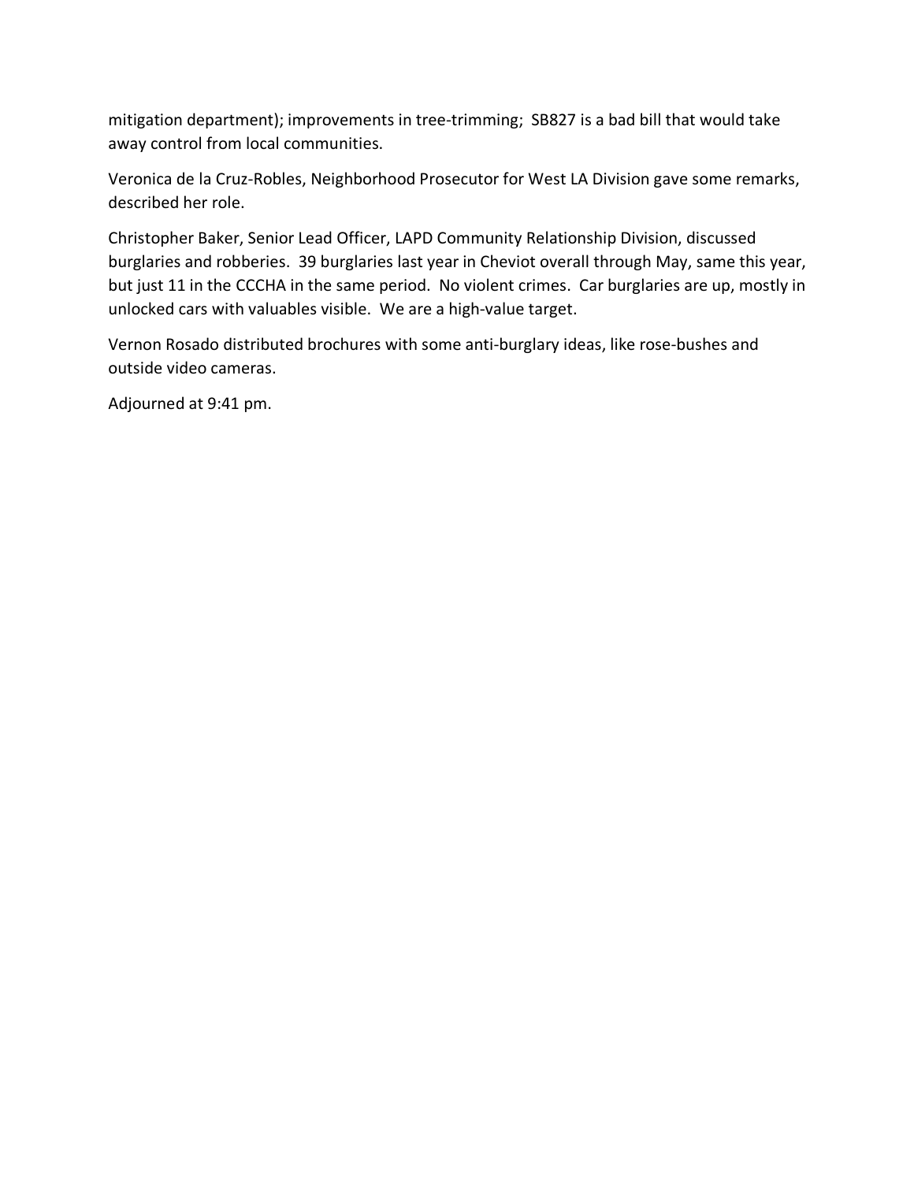mitigation department); improvements in tree-trimming; SB827 is a bad bill that would take away control from local communities.

Veronica de la Cruz-Robles, Neighborhood Prosecutor for West LA Division gave some remarks, described her role.

Christopher Baker, Senior Lead Officer, LAPD Community Relationship Division, discussed burglaries and robberies. 39 burglaries last year in Cheviot overall through May, same this year, but just 11 in the CCCHA in the same period. No violent crimes. Car burglaries are up, mostly in unlocked cars with valuables visible. We are a high-value target.

Vernon Rosado distributed brochures with some anti-burglary ideas, like rose-bushes and outside video cameras.

Adjourned at 9:41 pm.